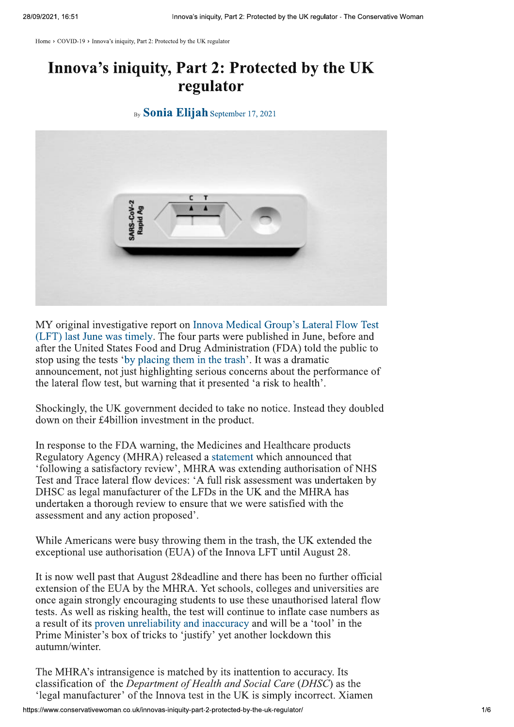Home › COVID-19 › Innova's iniquity, Part 2: Protected by the UK regulator

# Innova's iniquity, Part 2: Protected by the UK regulator

By **Sonia Elijah** September 17, 2021

MY original investigative report on Innova Medical Group's Lateral Flow Test (LFT) last June was timely. The four parts were published in June, before and after the United States Food and Drug Administration (FDA) told the public to stop using the tests 'by placing them in the trash'. It was a dramatic announcement, not just highlighting serious concerns about the performance of the lateral flow test, but warning that it presented 'a risk to health'.

Shockingly, the UK government decided to take no notice. Instead they doubled down on their £4billion investment in the product.

In response to the FDA warning, the Medicines and Healthcare products Regulatory Agency (MHRA) released a statement which announced that 'following a satisfactory review', MHRA was extending authorisation of NHS Test and Trace lateral flow devices: 'A full risk assessment was undertaken by DHSC as legal manufacturer of the LFDs in the UK and the MHRA has undertaken a thorough review to ensure that we were satisfied with the assessment and any action proposed'.

While Americans were busy throwing them in the trash, the UK extended the exceptional use authorisation (EUA) of the Innova LFT until August 28.

It is now well past that August 28deadline and there has been no further official extension of the EUA by the MHRA. Yet schools, colleges and universities are once again strongly encouraging students to use these unauthorised lateral flow tests. As well as risking health, the test will continue to inflate case numbers as a result of its proven unreliability and inaccuracy and will be a 'tool' in the Prime Minister's box of tricks to 'justify' yet another lockdown this autumn/winter.

The MHRA's intransigence is matched by its inattention to accuracy. Its classification of the *Department of Health and Social Care* (*DHSC*) as the 'legal manufacturer' of the Innova test in the UK is simply incorrect. Xiamen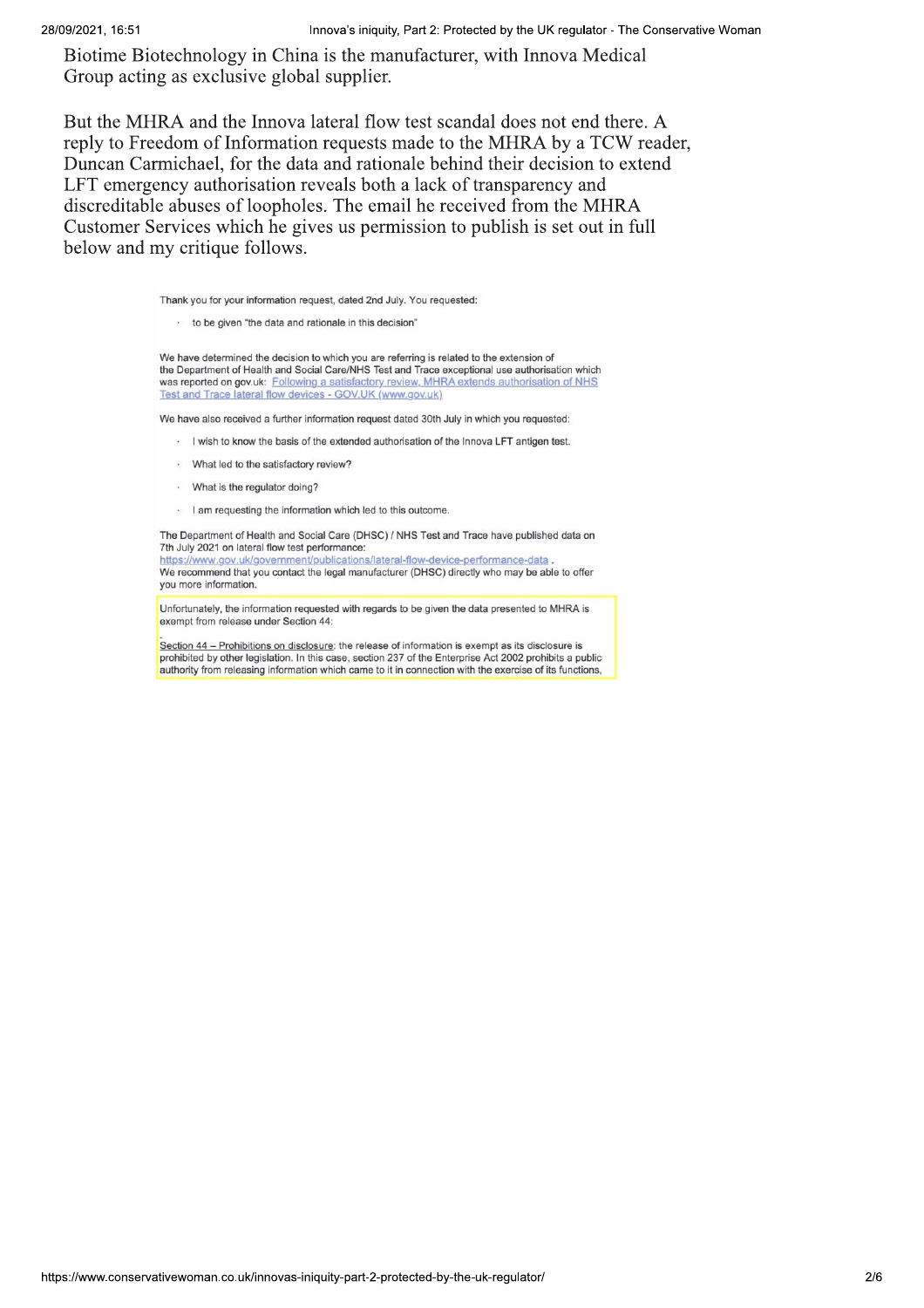Biotime Biotechnology in China is the manufacturer, with Innova Medical Group acting as exclusive global supplier.

But the MHRA and the Innova lateral flow test scandal does not end there. A reply to Freedom of Information requests made to the MHRA by a TCW reader, Duncan Carmichael, for the data and rationale behind their decision to extend LFT emergency authorisation reveals both a lack of transparency and discreditable abuses of loopholes. The email he received from the MHRA Customer Services which he gives us permission to publish is set out in full below and my critique follows.

> Thank you for your information request, dated 2nd July. You requested:
>
> - to be given "the data and rationale in this decision"
>
> We have determined the decision to which you are referring is related to the extension of the Department of Health and Social Care/NHS Test and Trace exceptional use authorisation which was reported on gov.uk: [Following a satisfactory review, MHRA extends authorisation of NHS Test and Trace lateral flow devices - GOV.UK (www.gov.uk)]
>
> We have also received a further information request dated 30th July in which you requested:
>
> - I wish to know the basis of the extended authorisation of the Innova LFT antigen test.
> - What led to the satisfactory review?
> - What is the regulator doing?
> - I am requesting the information which led to this outcome.
>
> The Department of Health and Social Care (DHSC) / NHS Test and Trace have published data on 7th July 2021 on lateral flow test performance:
> https://www.gov.uk/government/publications/lateral-flow-device-performance-data .
> We recommend that you contact the legal manufacturer (DHSC) directly who may be able to offer you more information.
>
> Unfortunately, the information requested with regards to be given the data presented to MHRA is exempt from release under Section 44:
>
> Section 44 – Prohibitions on disclosure: the release of information is exempt as its disclosure is prohibited by other legislation. In this case, section 237 of the Enterprise Act 2002 prohibits a public authority from releasing information which came to it in connection with the exercise of its functions,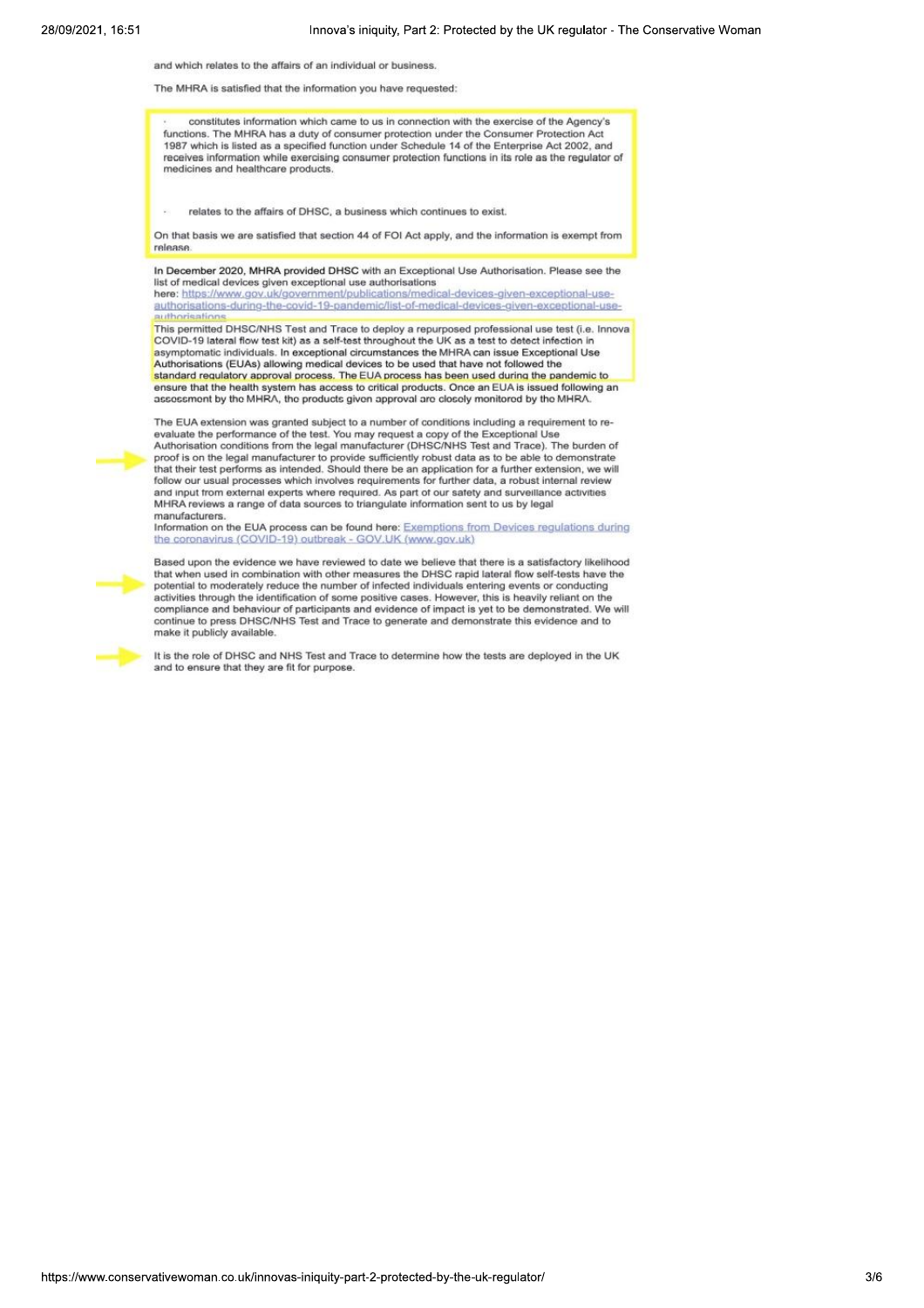and which relates to the affairs of an individual or business.

The MHRA is satisfied that the information you have requested:

- constitutes information which came to us in connection with the exercise of the Agency's functions. The MHRA has a duty of consumer protection under the Consumer Protection Act 1987 which is listed as a specified function under Schedule 14 of the Enterprise Act 2002, and receives information while exercising consumer protection functions in its role as the regulator of medicines and healthcare products.

- relates to the affairs of DHSC, a business which continues to exist.

On that basis we are satisfied that section 44 of FOI Act apply, and the information is exempt from release.

In December 2020, MHRA provided DHSC with an Exceptional Use Authorisation. Please see the list of medical devices given exceptional use authorisations here: https://www.gov.uk/government/publications/medical-devices-given-exceptional-use-authorisations-during-the-covid-19-pandemic/list-of-medical-devices-given-exceptional-use-authorisations

This permitted DHSC/NHS Test and Trace to deploy a repurposed professional use test (i.e. Innova COVID-19 lateral flow test kit) as a self-test throughout the UK as a test to detect infection in asymptomatic individuals. In exceptional circumstances the MHRA can issue Exceptional Use Authorisations (EUAs) allowing medical devices to be used that have not followed the standard regulatory approval process. The EUA process has been used during the pandemic to ensure that the health system has access to critical products. Once an EUA is issued following an assessment by the MHRA, the products given approval are closely monitored by the MHRA.

The EUA extension was granted subject to a number of conditions including a requirement to re-evaluate the performance of the test. You may request a copy of the Exceptional Use Authorisation conditions from the legal manufacturer (DHSC/NHS Test and Trace). The burden of proof is on the legal manufacturer to provide sufficiently robust data as to be able to demonstrate that their test performs as intended. Should there be an application for a further extension, we will follow our usual processes which involves requirements for further data, a robust internal review and input from external experts where required. As part of our safety and surveillance activities MHRA reviews a range of data sources to triangulate information sent to us by legal manufacturers.

Information on the EUA process can be found here: Exemptions from Devices regulations during the coronavirus (COVID-19) outbreak - GOV.UK (www.gov.uk)

Based upon the evidence we have reviewed to date we believe that there is a satisfactory likelihood that when used in combination with other measures the DHSC rapid lateral flow self-tests have the potential to moderately reduce the number of infected individuals entering events or conducting activities through the identification of some positive cases. However, this is heavily reliant on the compliance and behaviour of participants and evidence of impact is yet to be demonstrated. We will continue to press DHSC/NHS Test and Trace to generate and demonstrate this evidence and to make it publicly available.

It is the role of DHSC and NHS Test and Trace to determine how the tests are deployed in the UK and to ensure that they are fit for purpose.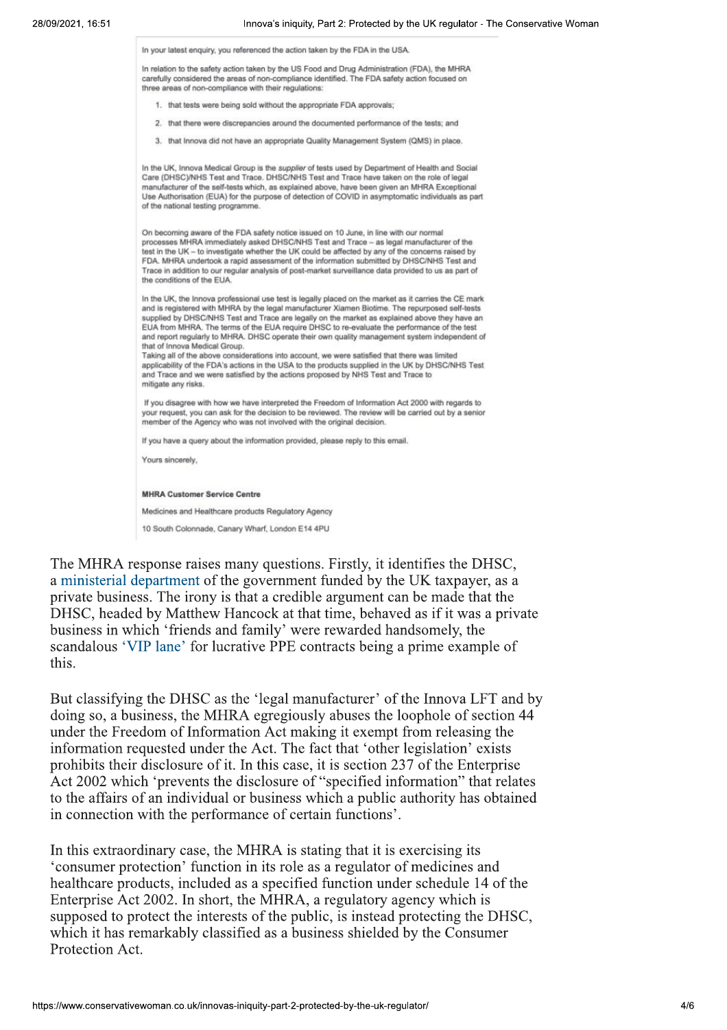In your latest enquiry, you referenced the action taken by the FDA in the USA.

In relation to the safety action taken by the US Food and Drug Administration (FDA), the MHRA carefully considered the areas of non-compliance identified. The FDA safety action focused on three areas of non-compliance with their regulations:

1. that tests were being sold without the appropriate FDA approvals;
2. that there were discrepancies around the documented performance of the tests; and
3. that Innova did not have an appropriate Quality Management System (QMS) in place.

In the UK, Innova Medical Group is the *supplier* of tests used by Department of Health and Social Care (DHSC)/NHS Test and Trace. DHSC/NHS Test and Trace have taken on the role of legal manufacturer of the self-tests which, as explained above, have been given an MHRA Exceptional Use Authorisation (EUA) for the purpose of detection of COVID in asymptomatic individuals as part of the national testing programme.

On becoming aware of the FDA safety notice issued on 10 June, in line with our normal processes MHRA immediately asked DHSC/NHS Test and Trace – as legal manufacturer of the test in the UK – to investigate whether the UK could be affected by any of the concerns raised by FDA. MHRA undertook a rapid assessment of the information submitted by DHSC/NHS Test and Trace in addition to our regular analysis of post-market surveillance data provided to us as part of the conditions of the EUA.

In the UK, the Innova professional use test is legally placed on the market as it carries the CE mark and is registered with MHRA by the legal manufacturer Xiamen Biotime. The repurposed self-tests supplied by DHSC/NHS Test and Trace are legally on the market as explained above they have an EUA from MHRA. The terms of the EUA require DHSC to re-evaluate the performance of the test and report regularly to MHRA. DHSC operate their own quality management system independent of that of Innova Medical Group.
Taking all of the above considerations into account, we were satisfied that there was limited applicability of the FDA's actions in the USA to the products supplied in the UK by DHSC/NHS Test and Trace and we were satisfied by the actions proposed by NHS Test and Trace to mitigate any risks.

If you disagree with how we have interpreted the Freedom of Information Act 2000 with regards to your request, you can ask for the decision to be reviewed. The review will be carried out by a senior member of the Agency who was not involved with the original decision.

If you have a query about the information provided, please reply to this email.

Yours sincerely,

**MHRA Customer Service Centre**

Medicines and Healthcare products Regulatory Agency

10 South Colonnade, Canary Wharf, London E14 4PU

The MHRA response raises many questions. Firstly, it identifies the DHSC, a ministerial department of the government funded by the UK taxpayer, as a private business. The irony is that a credible argument can be made that the DHSC, headed by Matthew Hancock at that time, behaved as if it was a private business in which 'friends and family' were rewarded handsomely, the scandalous 'VIP lane' for lucrative PPE contracts being a prime example of this.

But classifying the DHSC as the 'legal manufacturer' of the Innova LFT and by doing so, a business, the MHRA egregiously abuses the loophole of section 44 under the Freedom of Information Act making it exempt from releasing the information requested under the Act. The fact that 'other legislation' exists prohibits their disclosure of it. In this case, it is section 237 of the Enterprise Act 2002 which 'prevents the disclosure of "specified information" that relates to the affairs of an individual or business which a public authority has obtained in connection with the performance of certain functions'.

In this extraordinary case, the MHRA is stating that it is exercising its 'consumer protection' function in its role as a regulator of medicines and healthcare products, included as a specified function under schedule 14 of the Enterprise Act 2002. In short, the MHRA, a regulatory agency which is supposed to protect the interests of the public, is instead protecting the DHSC, which it has remarkably classified as a business shielded by the Consumer Protection Act.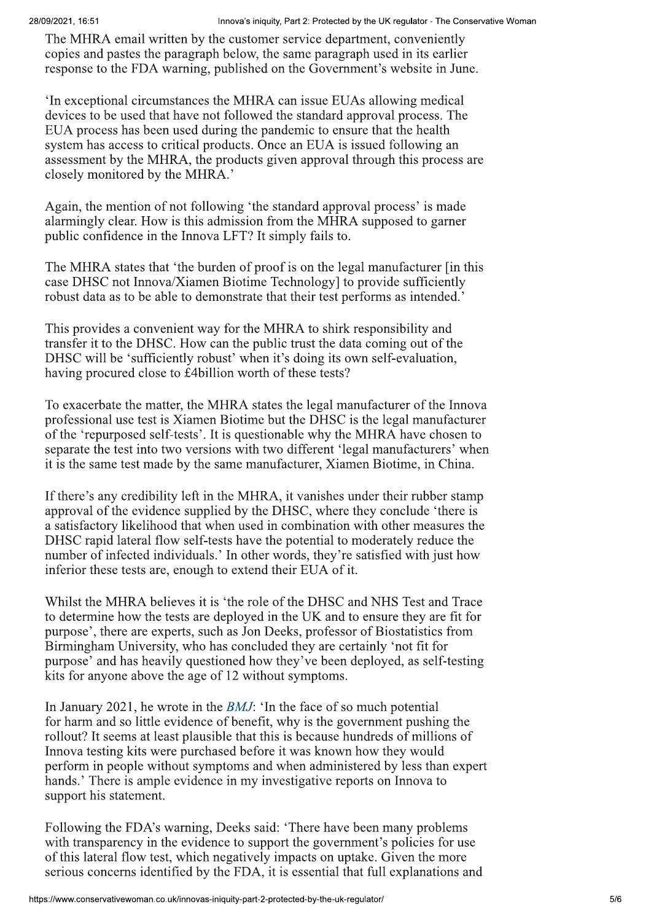The MHRA email written by the customer service department, conveniently copies and pastes the paragraph below, the same paragraph used in its earlier response to the FDA warning, published on the Government's website in June.

'In exceptional circumstances the MHRA can issue EUAs allowing medical devices to be used that have not followed the standard approval process. The EUA process has been used during the pandemic to ensure that the health system has access to critical products. Once an EUA is issued following an assessment by the MHRA, the products given approval through this process are closely monitored by the MHRA.'

Again, the mention of not following 'the standard approval process' is made alarmingly clear. How is this admission from the MHRA supposed to garner public confidence in the Innova LFT? It simply fails to.

The MHRA states that 'the burden of proof is on the legal manufacturer [in this case DHSC not Innova/Xiamen Biotime Technology] to provide sufficiently robust data as to be able to demonstrate that their test performs as intended.'

This provides a convenient way for the MHRA to shirk responsibility and transfer it to the DHSC. How can the public trust the data coming out of the DHSC will be 'sufficiently robust' when it's doing its own self-evaluation, having procured close to £4billion worth of these tests?

To exacerbate the matter, the MHRA states the legal manufacturer of the Innova professional use test is Xiamen Biotime but the DHSC is the legal manufacturer of the 'repurposed self-tests'. It is questionable why the MHRA have chosen to separate the test into two versions with two different 'legal manufacturers' when it is the same test made by the same manufacturer, Xiamen Biotime, in China.

If there's any credibility left in the MHRA, it vanishes under their rubber stamp approval of the evidence supplied by the DHSC, where they conclude 'there is a satisfactory likelihood that when used in combination with other measures the DHSC rapid lateral flow self-tests have the potential to moderately reduce the number of infected individuals.' In other words, they're satisfied with just how inferior these tests are, enough to extend their EUA of it.

Whilst the MHRA believes it is 'the role of the DHSC and NHS Test and Trace to determine how the tests are deployed in the UK and to ensure they are fit for purpose', there are experts, such as Jon Deeks, professor of Biostatistics from Birmingham University, who has concluded they are certainly 'not fit for purpose' and has heavily questioned how they've been deployed, as self-testing kits for anyone above the age of 12 without symptoms.

In January 2021, he wrote in the *BMJ*: 'In the face of so much potential for harm and so little evidence of benefit, why is the government pushing the rollout? It seems at least plausible that this is because hundreds of millions of Innova testing kits were purchased before it was known how they would perform in people without symptoms and when administered by less than expert hands.' There is ample evidence in my investigative reports on Innova to support his statement.

Following the FDA's warning, Deeks said: 'There have been many problems with transparency in the evidence to support the government's policies for use of this lateral flow test, which negatively impacts on uptake. Given the more serious concerns identified by the FDA, it is essential that full explanations and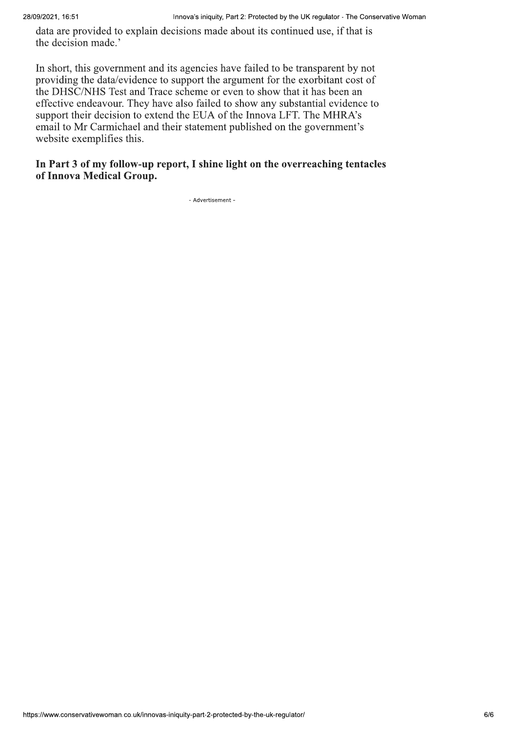data are provided to explain decisions made about its continued use, if that is the decision made.'

In short, this government and its agencies have failed to be transparent by not providing the data/evidence to support the argument for the exorbitant cost of the DHSC/NHS Test and Trace scheme or even to show that it has been an effective endeavour. They have also failed to show any substantial evidence to support their decision to extend the EUA of the Innova LFT. The MHRA's email to Mr Carmichael and their statement published on the government's website exemplifies this.

**In Part 3 of my follow-up report, I shine light on the overreaching tentacles of Innova Medical Group.**

- Advertisement -